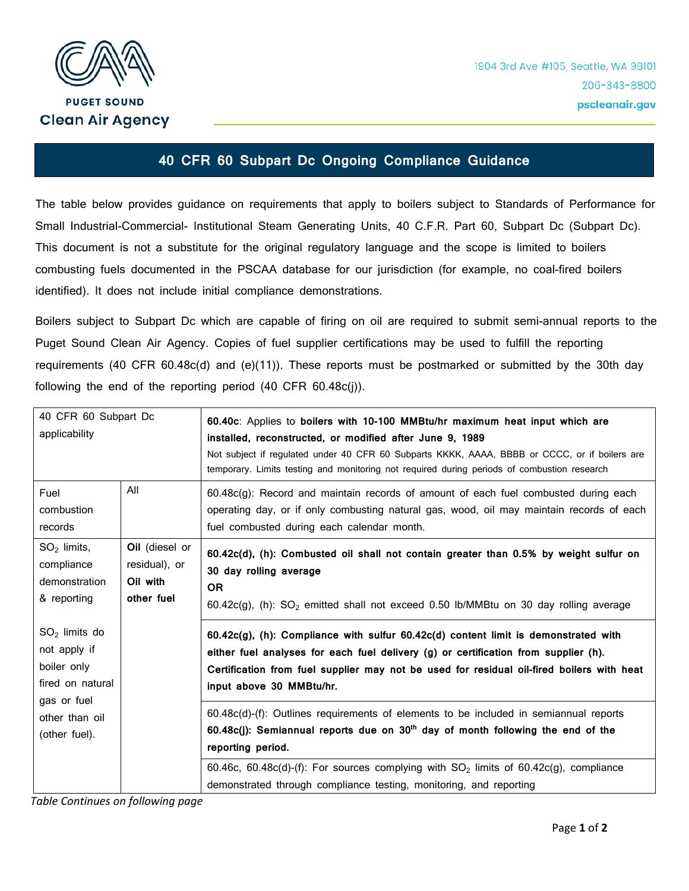PUGET SOUND
Clean Air Agency

1904 3rd Ave #105, Seattle, WA 98101
206-343-8800
pscleanair.gov

# 40 CFR 60 Subpart Dc Ongoing Compliance Guidance

The table below provides guidance on requirements that apply to boilers subject to Standards of Performance for Small Industrial-Commercial- Institutional Steam Generating Units, 40 C.F.R. Part 60, Subpart Dc (Subpart Dc). This document is not a substitute for the original regulatory language and the scope is limited to boilers combusting fuels documented in the PSCAA database for our jurisdiction (for example, no coal-fired boilers identified). It does not include initial compliance demonstrations.

Boilers subject to Subpart Dc which are capable of firing on oil are required to submit semi-annual reports to the Puget Sound Clean Air Agency. Copies of fuel supplier certifications may be used to fulfill the reporting requirements (40 CFR 60.48c(d) and (e)(11)). These reports must be postmarked or submitted by the 30th day following the end of the reporting period (40 CFR 60.48c(j)).

| 40 CFR 60 Subpart Dc applicability | | **60.40c**: Applies to **boilers with 10-100 MMBtu/hr maximum heat input which are installed, reconstructed, or modified after June 9, 1989**<br>Not subject if regulated under 40 CFR 60 Subparts KKKK, AAAA, BBBB or CCCC, or if boilers are temporary. Limits testing and monitoring not required during periods of combustion research |
|---|---|---|
| Fuel combustion records | All | 60.48c(g): Record and maintain records of amount of each fuel combusted during each operating day, or if only combusting natural gas, wood, oil may maintain records of each fuel combusted during each calendar month. |
| $SO_2$ limits, compliance demonstration & reporting<br><br>$SO_2$ limits do not apply if boiler only fired on natural gas or fuel other than oil (other fuel). | **Oil** (diesel or residual), or **Oil with other fuel** | **60.42c(d), (h): Combusted oil shall not contain greater than 0.5% by weight sulfur on 30 day rolling average**<br>**OR**<br>60.42c(g), (h): $SO_2$ emitted shall not exceed 0.50 lb/MMBtu on 30 day rolling average |
| | | **60.42c(g), (h): Compliance with sulfur 60.42c(d) content limit is demonstrated with either fuel analyses for each fuel delivery (g) or certification from supplier (h). Certification from fuel supplier may not be used for residual oil-fired boilers with heat input above 30 MMBtu/hr.** |
| | | 60.48c(d)-(f): Outlines requirements of elements to be included in semiannual reports<br>**60.48c(j): Semiannual reports due on 30th day of month following the end of the reporting period.** |
| | | 60.46c, 60.48c(d)-(f): For sources complying with $SO_2$ limits of 60.42c(g), compliance demonstrated through compliance testing, monitoring, and reporting |

*Table Continues on following page*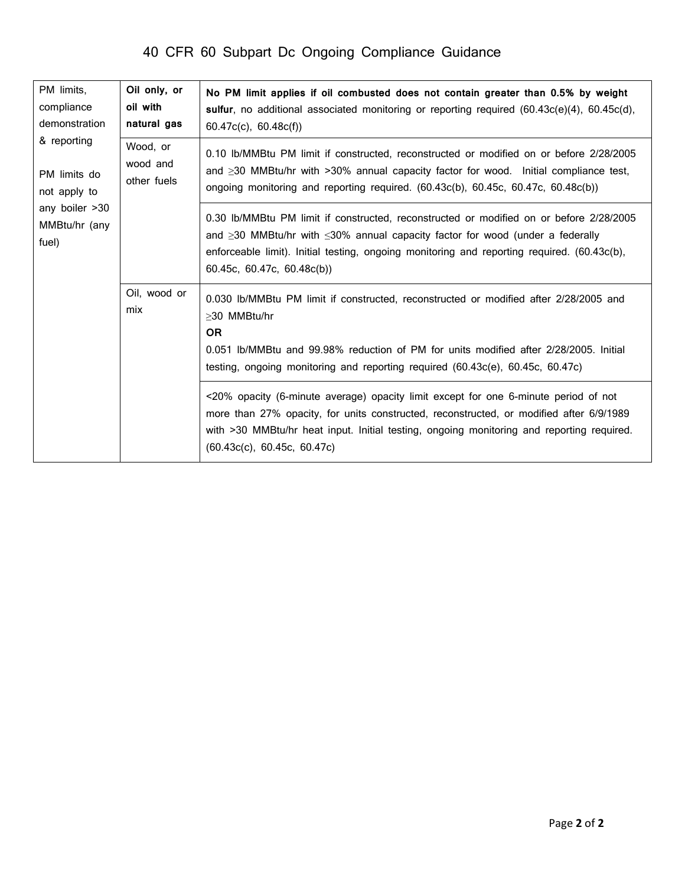# 40 CFR 60 Subpart Dc Ongoing Compliance Guidance

| | | |
|---|---|---|
| PM limits, compliance demonstration & reporting<br><br>PM limits do not apply to any boiler >30 MMBtu/hr (any fuel) | **Oil only, or oil with natural gas** | **No PM limit applies if oil combusted does not contain greater than 0.5% by weight sulfur**, no additional associated monitoring or reporting required (60.43c(e)(4), 60.45c(d), 60.47c(c), 60.48c(f)) |
| | Wood, or wood and other fuels | 0.10 lb/MMBtu PM limit if constructed, reconstructed or modified on or before 2/28/2005 and ≥30 MMBtu/hr with >30% annual capacity factor for wood. Initial compliance test, ongoing monitoring and reporting required. (60.43c(b), 60.45c, 60.47c, 60.48c(b)) |
| | | 0.30 lb/MMBtu PM limit if constructed, reconstructed or modified on or before 2/28/2005 and ≥30 MMBtu/hr with ≤30% annual capacity factor for wood (under a federally enforceable limit). Initial testing, ongoing monitoring and reporting required. (60.43c(b), 60.45c, 60.47c, 60.48c(b)) |
| | Oil, wood or mix | 0.030 lb/MMBtu PM limit if constructed, reconstructed or modified after 2/28/2005 and ≥30 MMBtu/hr<br>**OR**<br>0.051 lb/MMBtu and 99.98% reduction of PM for units modified after 2/28/2005. Initial testing, ongoing monitoring and reporting required (60.43c(e), 60.45c, 60.47c) |
| | | <20% opacity (6-minute average) opacity limit except for one 6-minute period of not more than 27% opacity, for units constructed, reconstructed, or modified after 6/9/1989 with >30 MMBtu/hr heat input. Initial testing, ongoing monitoring and reporting required. (60.43c(c), 60.45c, 60.47c) |